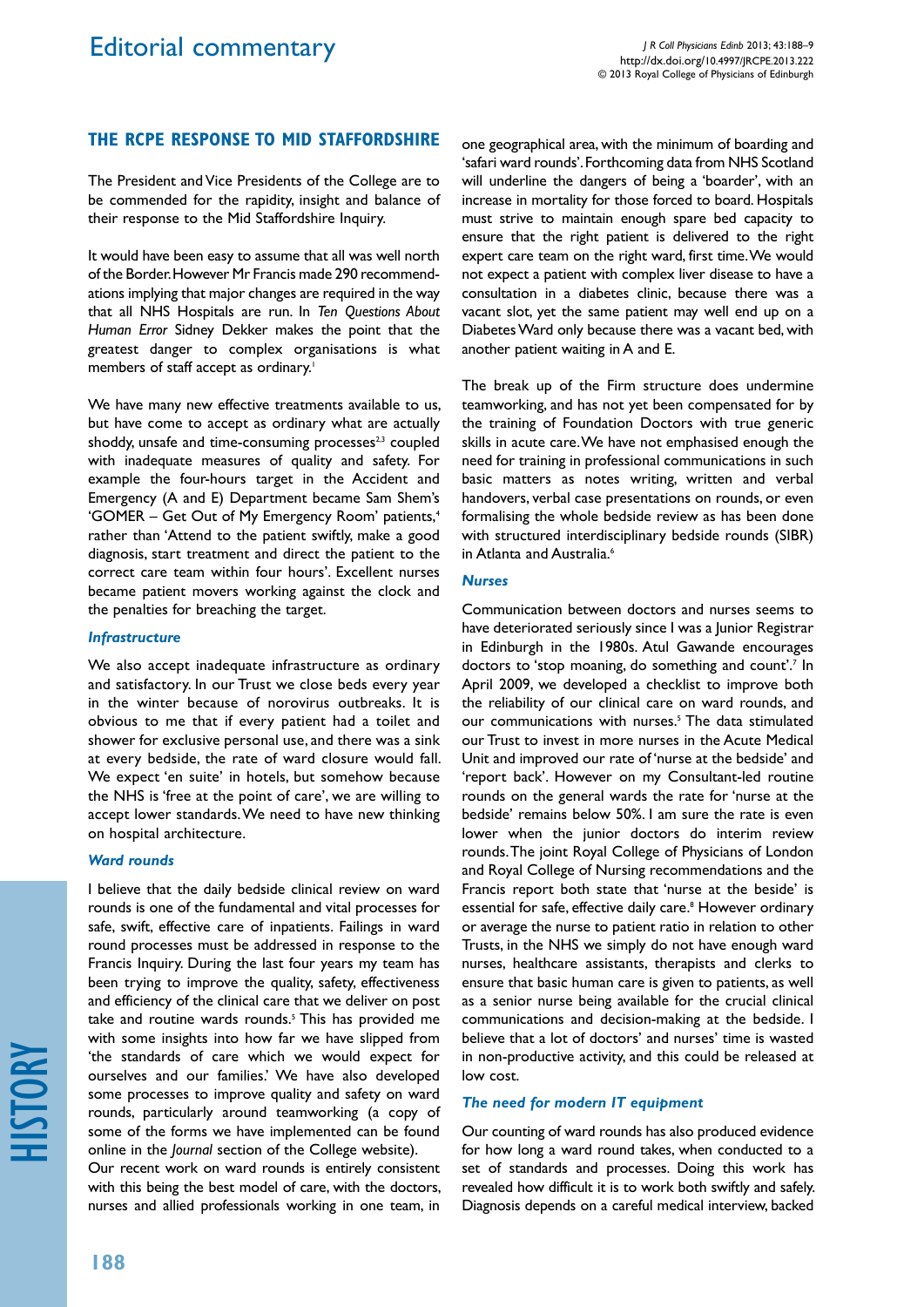## THE RCPE RESPONSE TO MID STAFFORDSHIRE

The President and Vice Presidents of the College are to be commended for the rapidity, insight and balance of their response to the Mid Staffordshire Inquiry.

It would have been easy to assume that all was well north of the Border. However Mr Francis made 290 recommendations implying that major changes are required in the way that all NHS Hospitals are run. In *Ten Questions About Human Error* Sidney Dekker makes the point that the greatest danger to complex organisations is what members of staff accept as ordinary.[1]

We have many new effective treatments available to us, but have come to accept as ordinary what are actually shoddy, unsafe and time-consuming processes[2,3] coupled with inadequate measures of quality and safety. For example the four-hours target in the Accident and Emergency (A and E) Department became Sam Shem's 'GOMER – Get Out of My Emergency Room' patients,[4] rather than 'Attend to the patient swiftly, make a good diagnosis, start treatment and direct the patient to the correct care team within four hours'. Excellent nurses became patient movers working against the clock and the penalties for breaching the target.

### *Infrastructure*

We also accept inadequate infrastructure as ordinary and satisfactory. In our Trust we close beds every year in the winter because of norovirus outbreaks. It is obvious to me that if every patient had a toilet and shower for exclusive personal use, and there was a sink at every bedside, the rate of ward closure would fall. We expect 'en suite' in hotels, but somehow because the NHS is 'free at the point of care', we are willing to accept lower standards. We need to have new thinking on hospital architecture.

### *Ward rounds*

I believe that the daily bedside clinical review on ward rounds is one of the fundamental and vital processes for safe, swift, effective care of inpatients. Failings in ward round processes must be addressed in response to the Francis Inquiry. During the last four years my team has been trying to improve the quality, safety, effectiveness and efficiency of the clinical care that we deliver on post take and routine wards rounds.[5] This has provided me with some insights into how far we have slipped from 'the standards of care which we would expect for ourselves and our families.' We have also developed some processes to improve quality and safety on ward rounds, particularly around teamworking (a copy of some of the forms we have implemented can be found online in the *Journal* section of the College website).

Our recent work on ward rounds is entirely consistent with this being the best model of care, with the doctors, nurses and allied professionals working in one team, in one geographical area, with the minimum of boarding and 'safari ward rounds'. Forthcoming data from NHS Scotland will underline the dangers of being a 'boarder', with an increase in mortality for those forced to board. Hospitals must strive to maintain enough spare bed capacity to ensure that the right patient is delivered to the right expert care team on the right ward, first time. We would not expect a patient with complex liver disease to have a consultation in a diabetes clinic, because there was a vacant slot, yet the same patient may well end up on a Diabetes Ward only because there was a vacant bed, with another patient waiting in A and E.

The break up of the Firm structure does undermine teamworking, and has not yet been compensated for by the training of Foundation Doctors with true generic skills in acute care. We have not emphasised enough the need for training in professional communications in such basic matters as notes writing, written and verbal handovers, verbal case presentations on rounds, or even formalising the whole bedside review as has been done with structured interdisciplinary bedside rounds (SIBR) in Atlanta and Australia.[6]

### *Nurses*

Communication between doctors and nurses seems to have deteriorated seriously since I was a Junior Registrar in Edinburgh in the 1980s. Atul Gawande encourages doctors to 'stop moaning, do something and count'.[7] In April 2009, we developed a checklist to improve both the reliability of our clinical care on ward rounds, and our communications with nurses.[5] The data stimulated our Trust to invest in more nurses in the Acute Medical Unit and improved our rate of 'nurse at the bedside' and 'report back'. However on my Consultant-led routine rounds on the general wards the rate for 'nurse at the bedside' remains below 50%. I am sure the rate is even lower when the junior doctors do interim review rounds. The joint Royal College of Physicians of London and Royal College of Nursing recommendations and the Francis report both state that 'nurse at the beside' is essential for safe, effective daily care.[8] However ordinary or average the nurse to patient ratio in relation to other Trusts, in the NHS we simply do not have enough ward nurses, healthcare assistants, therapists and clerks to ensure that basic human care is given to patients, as well as a senior nurse being available for the crucial clinical communications and decision-making at the bedside. I believe that a lot of doctors' and nurses' time is wasted in non-productive activity, and this could be released at low cost.

### *The need for modern IT equipment*

Our counting of ward rounds has also produced evidence for how long a ward round takes, when conducted to a set of standards and processes. Doing this work has revealed how difficult it is to work both swiftly and safely. Diagnosis depends on a careful medical interview, backed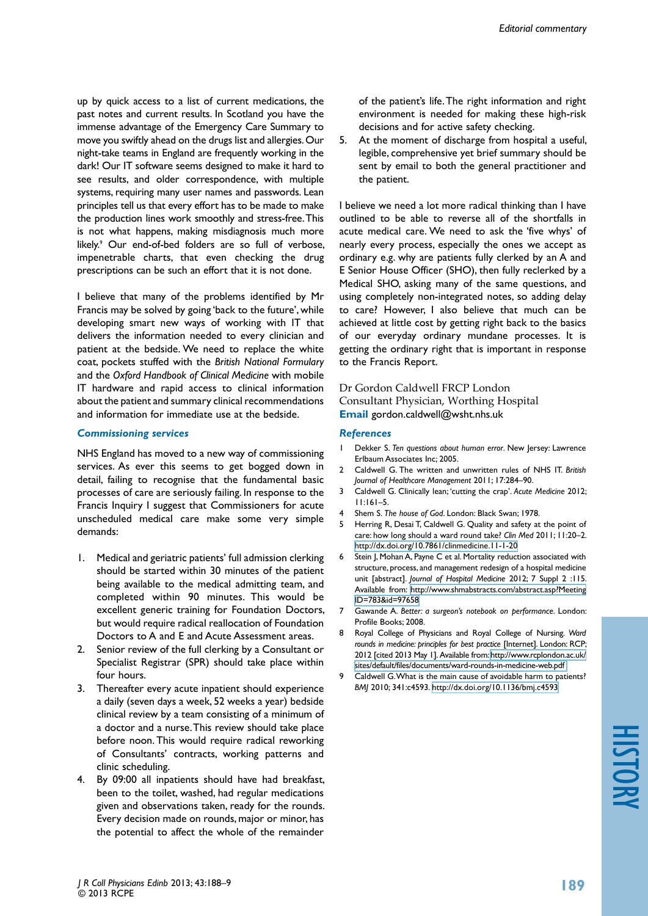up by quick access to a list of current medications, the past notes and current results. In Scotland you have the immense advantage of the Emergency Care Summary to move you swiftly ahead on the drugs list and allergies. Our night-take teams in England are frequently working in the dark! Our IT software seems designed to make it hard to see results, and older correspondence, with multiple systems, requiring many user names and passwords. Lean principles tell us that every effort has to be made to make the production lines work smoothly and stress-free. This is not what happens, making misdiagnosis much more likely.[9] Our end-of-bed folders are so full of verbose, impenetrable charts, that even checking the drug prescriptions can be such an effort that it is not done.

I believe that many of the problems identified by Mr Francis may be solved by going 'back to the future', while developing smart new ways of working with IT that delivers the information needed to every clinician and patient at the bedside. We need to replace the white coat, pockets stuffed with the *British National Formulary* and the *Oxford Handbook of Clinical Medicine* with mobile IT hardware and rapid access to clinical information about the patient and summary clinical recommendations and information for immediate use at the bedside.

### Commissioning services

NHS England has moved to a new way of commissioning services. As ever this seems to get bogged down in detail, failing to recognise that the fundamental basic processes of care are seriously failing. In response to the Francis Inquiry I suggest that Commissioners for acute unscheduled medical care make some very simple demands:

1. Medical and geriatric patients' full admission clerking should be started within 30 minutes of the patient being available to the medical admitting team, and completed within 90 minutes. This would be excellent generic training for Foundation Doctors, but would require radical reallocation of Foundation Doctors to A and E and Acute Assessment areas.
2. Senior review of the full clerking by a Consultant or Specialist Registrar (SPR) should take place within four hours.
3. Thereafter every acute inpatient should experience a daily (seven days a week, 52 weeks a year) bedside clinical review by a team consisting of a minimum of a doctor and a nurse. This review should take place before noon. This would require radical reworking of Consultants' contracts, working patterns and clinic scheduling.
4. By 09:00 all inpatients should have had breakfast, been to the toilet, washed, had regular medications given and observations taken, ready for the rounds. Every decision made on rounds, major or minor, has the potential to affect the whole of the remainder of the patient's life. The right information and right environment is needed for making these high-risk decisions and for active safety checking.
5. At the moment of discharge from hospital a useful, legible, comprehensive yet brief summary should be sent by email to both the general practitioner and the patient.

I believe we need a lot more radical thinking than I have outlined to be able to reverse all of the shortfalls in acute medical care. We need to ask the 'five whys' of nearly every process, especially the ones we accept as ordinary e.g. why are patients fully clerked by an A and E Senior House Officer (SHO), then fully reclerked by a Medical SHO, asking many of the same questions, and using completely non-integrated notes, so adding delay to care? However, I also believe that much can be achieved at little cost by getting right back to the basics of our everyday ordinary mundane processes. It is getting the ordinary right that is important in response to the Francis Report.

Dr Gordon Caldwell FRCP London
Consultant Physician, Worthing Hospital
**Email** gordon.caldwell@wsht.nhs.uk

### References

1. Dekker S. *Ten questions about human error*. New Jersey: Lawrence Erlbaum Associates Inc; 2005.
2. Caldwell G. The written and unwritten rules of NHS IT. *British Journal of Healthcare Management* 2011; 17:284–90.
3. Caldwell G. Clinically lean; 'cutting the crap'. *Acute Medicine* 2012; 11:161–5.
4. Shem S. *The house of God*. London: Black Swan; 1978.
5. Herring R, Desai T, Caldwell G. Quality and safety at the point of care: how long should a ward round take? *Clin Med* 2011; 11:20–2. http://dx.doi.org/10.7861/clinmedicine.11-1-20
6. Stein J, Mohan A, Payne C et al. Mortality reduction associated with structure, process, and management redesign of a hospital medicine unit [abstract]. *Journal of Hospital Medicine* 2012; 7 Suppl 2 :115. Available from: http://www.shmabstracts.com/abstract.asp?MeetingID=783&id=97658
7. Gawande A. *Better: a surgeon's notebook on performance*. London: Profile Books; 2008.
8. Royal College of Physicians and Royal College of Nursing. *Ward rounds in medicine: principles for best practice* [Internet]. London: RCP; 2012 [cited 2013 May 1]. Available from: http://www.rcplondon.ac.uk/sites/default/files/documents/ward-rounds-in-medicine-web.pdf
9. Caldwell G. What is the main cause of avoidable harm to patients? *BMJ* 2010; 341:c4593. http://dx.doi.org/10.1136/bmj.c4593